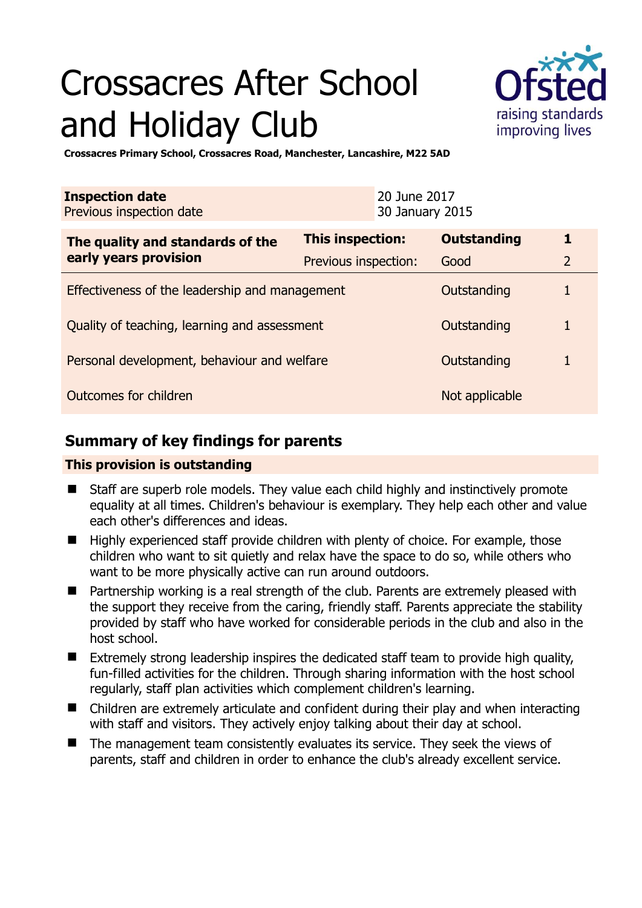# Crossacres After School and Holiday Club

**Crossacres Primary School, Crossacres Road, Manchester, Lancashire, M22 5AD**

| **Inspection date** | 20 June 2017 |
|---|---|
| Previous inspection date | 30 January 2015 |

| **The quality and standards of the early years provision** | **This inspection:** | **Outstanding** | **1** |
|---|---|---|---|
| | Previous inspection: | Good | 2 |
| Effectiveness of the leadership and management | | Outstanding | 1 |
| Quality of teaching, learning and assessment | | Outstanding | 1 |
| Personal development, behaviour and welfare | | Outstanding | 1 |
| Outcomes for children | | Not applicable | |

## Summary of key findings for parents

**This provision is outstanding**

- Staff are superb role models. They value each child highly and instinctively promote equality at all times. Children's behaviour is exemplary. They help each other and value each other's differences and ideas.
- Highly experienced staff provide children with plenty of choice. For example, those children who want to sit quietly and relax have the space to do so, while others who want to be more physically active can run around outdoors.
- Partnership working is a real strength of the club. Parents are extremely pleased with the support they receive from the caring, friendly staff. Parents appreciate the stability provided by staff who have worked for considerable periods in the club and also in the host school.
- Extremely strong leadership inspires the dedicated staff team to provide high quality, fun-filled activities for the children. Through sharing information with the host school regularly, staff plan activities which complement children's learning.
- Children are extremely articulate and confident during their play and when interacting with staff and visitors. They actively enjoy talking about their day at school.
- The management team consistently evaluates its service. They seek the views of parents, staff and children in order to enhance the club's already excellent service.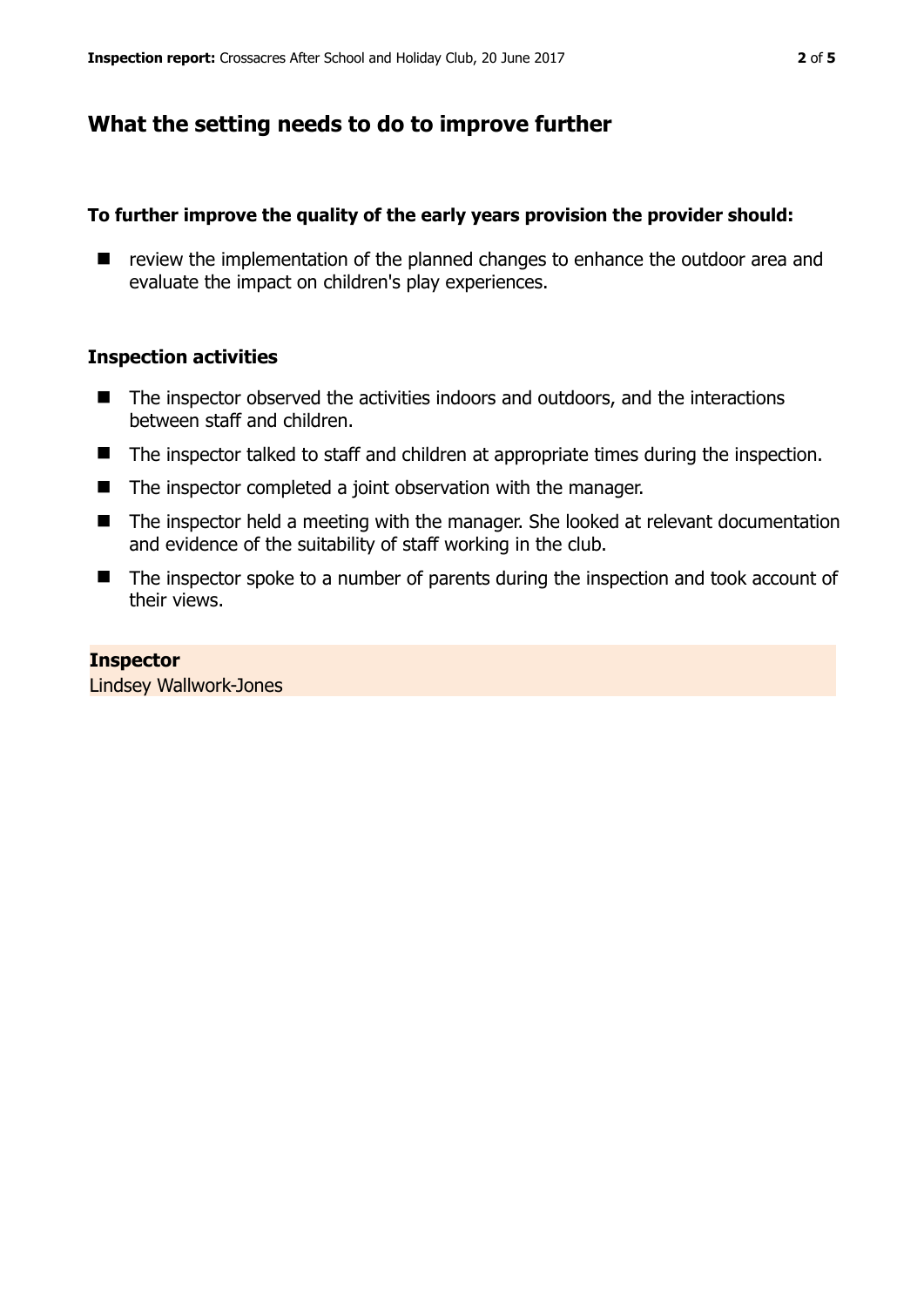## What the setting needs to do to improve further

### To further improve the quality of the early years provision the provider should:

- review the implementation of the planned changes to enhance the outdoor area and evaluate the impact on children's play experiences.

### Inspection activities

- The inspector observed the activities indoors and outdoors, and the interactions between staff and children.
- The inspector talked to staff and children at appropriate times during the inspection.
- The inspector completed a joint observation with the manager.
- The inspector held a meeting with the manager. She looked at relevant documentation and evidence of the suitability of staff working in the club.
- The inspector spoke to a number of parents during the inspection and took account of their views.

**Inspector**

Lindsey Wallwork-Jones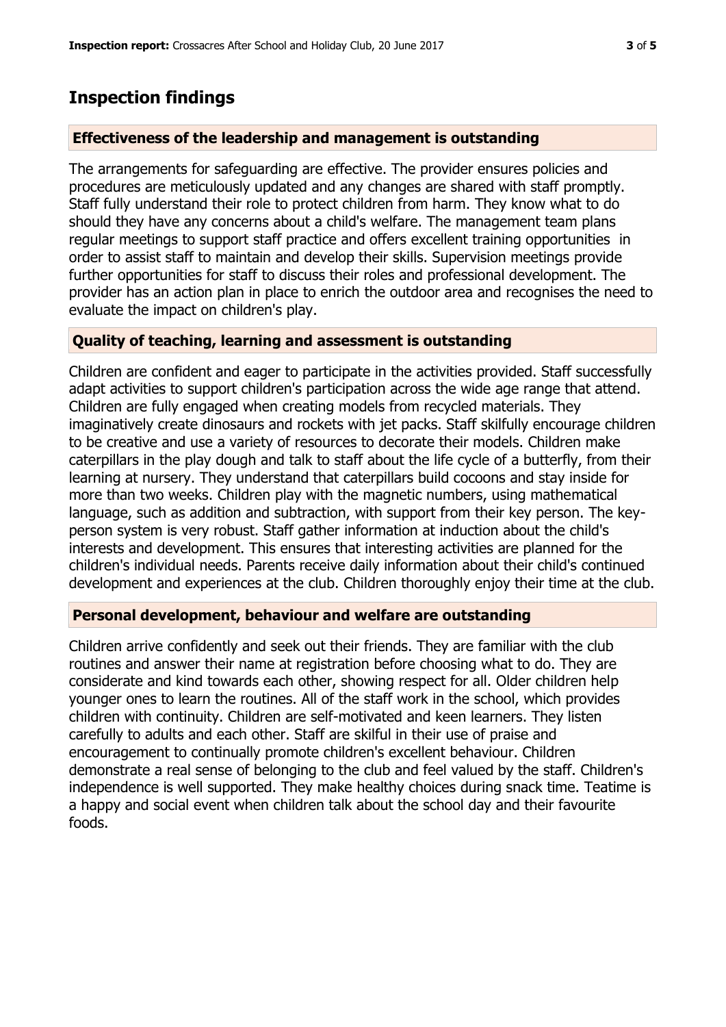# Inspection findings

### Effectiveness of the leadership and management is outstanding

The arrangements for safeguarding are effective. The provider ensures policies and procedures are meticulously updated and any changes are shared with staff promptly. Staff fully understand their role to protect children from harm. They know what to do should they have any concerns about a child's welfare. The management team plans regular meetings to support staff practice and offers excellent training opportunities in order to assist staff to maintain and develop their skills. Supervision meetings provide further opportunities for staff to discuss their roles and professional development. The provider has an action plan in place to enrich the outdoor area and recognises the need to evaluate the impact on children's play.

### Quality of teaching, learning and assessment is outstanding

Children are confident and eager to participate in the activities provided. Staff successfully adapt activities to support children's participation across the wide age range that attend. Children are fully engaged when creating models from recycled materials. They imaginatively create dinosaurs and rockets with jet packs. Staff skilfully encourage children to be creative and use a variety of resources to decorate their models. Children make caterpillars in the play dough and talk to staff about the life cycle of a butterfly, from their learning at nursery. They understand that caterpillars build cocoons and stay inside for more than two weeks. Children play with the magnetic numbers, using mathematical language, such as addition and subtraction, with support from their key person. The key-person system is very robust. Staff gather information at induction about the child's interests and development. This ensures that interesting activities are planned for the children's individual needs. Parents receive daily information about their child's continued development and experiences at the club. Children thoroughly enjoy their time at the club.

### Personal development, behaviour and welfare are outstanding

Children arrive confidently and seek out their friends. They are familiar with the club routines and answer their name at registration before choosing what to do. They are considerate and kind towards each other, showing respect for all. Older children help younger ones to learn the routines. All of the staff work in the school, which provides children with continuity. Children are self-motivated and keen learners. They listen carefully to adults and each other. Staff are skilful in their use of praise and encouragement to continually promote children's excellent behaviour. Children demonstrate a real sense of belonging to the club and feel valued by the staff. Children's independence is well supported. They make healthy choices during snack time. Teatime is a happy and social event when children talk about the school day and their favourite foods.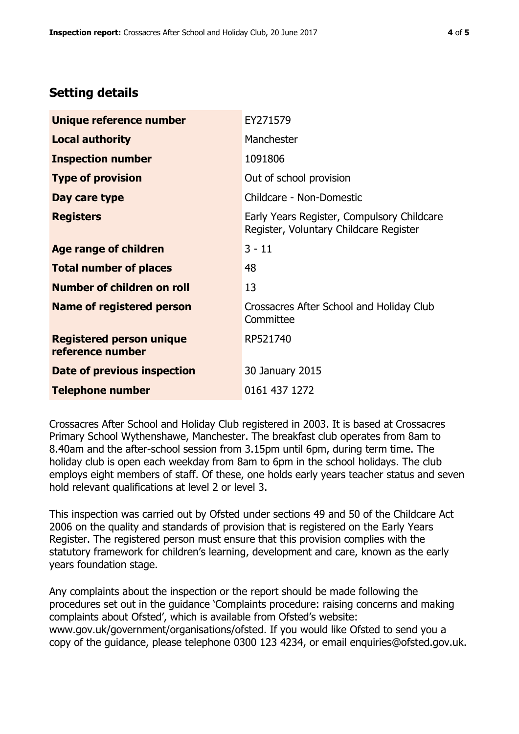## Setting details

| | |
|---|---|
| **Unique reference number** | EY271579 |
| **Local authority** | Manchester |
| **Inspection number** | 1091806 |
| **Type of provision** | Out of school provision |
| **Day care type** | Childcare - Non-Domestic |
| **Registers** | Early Years Register, Compulsory Childcare Register, Voluntary Childcare Register |
| **Age range of children** | 3 - 11 |
| **Total number of places** | 48 |
| **Number of children on roll** | 13 |
| **Name of registered person** | Crossacres After School and Holiday Club Committee |
| **Registered person unique reference number** | RP521740 |
| **Date of previous inspection** | 30 January 2015 |
| **Telephone number** | 0161 437 1272 |

Crossacres After School and Holiday Club registered in 2003. It is based at Crossacres Primary School Wythenshawe, Manchester. The breakfast club operates from 8am to 8.40am and the after-school session from 3.15pm until 6pm, during term time. The holiday club is open each weekday from 8am to 6pm in the school holidays. The club employs eight members of staff. Of these, one holds early years teacher status and seven hold relevant qualifications at level 2 or level 3.

This inspection was carried out by Ofsted under sections 49 and 50 of the Childcare Act 2006 on the quality and standards of provision that is registered on the Early Years Register. The registered person must ensure that this provision complies with the statutory framework for children's learning, development and care, known as the early years foundation stage.

Any complaints about the inspection or the report should be made following the procedures set out in the guidance 'Complaints procedure: raising concerns and making complaints about Ofsted', which is available from Ofsted's website: www.gov.uk/government/organisations/ofsted. If you would like Ofsted to send you a copy of the guidance, please telephone 0300 123 4234, or email enquiries@ofsted.gov.uk.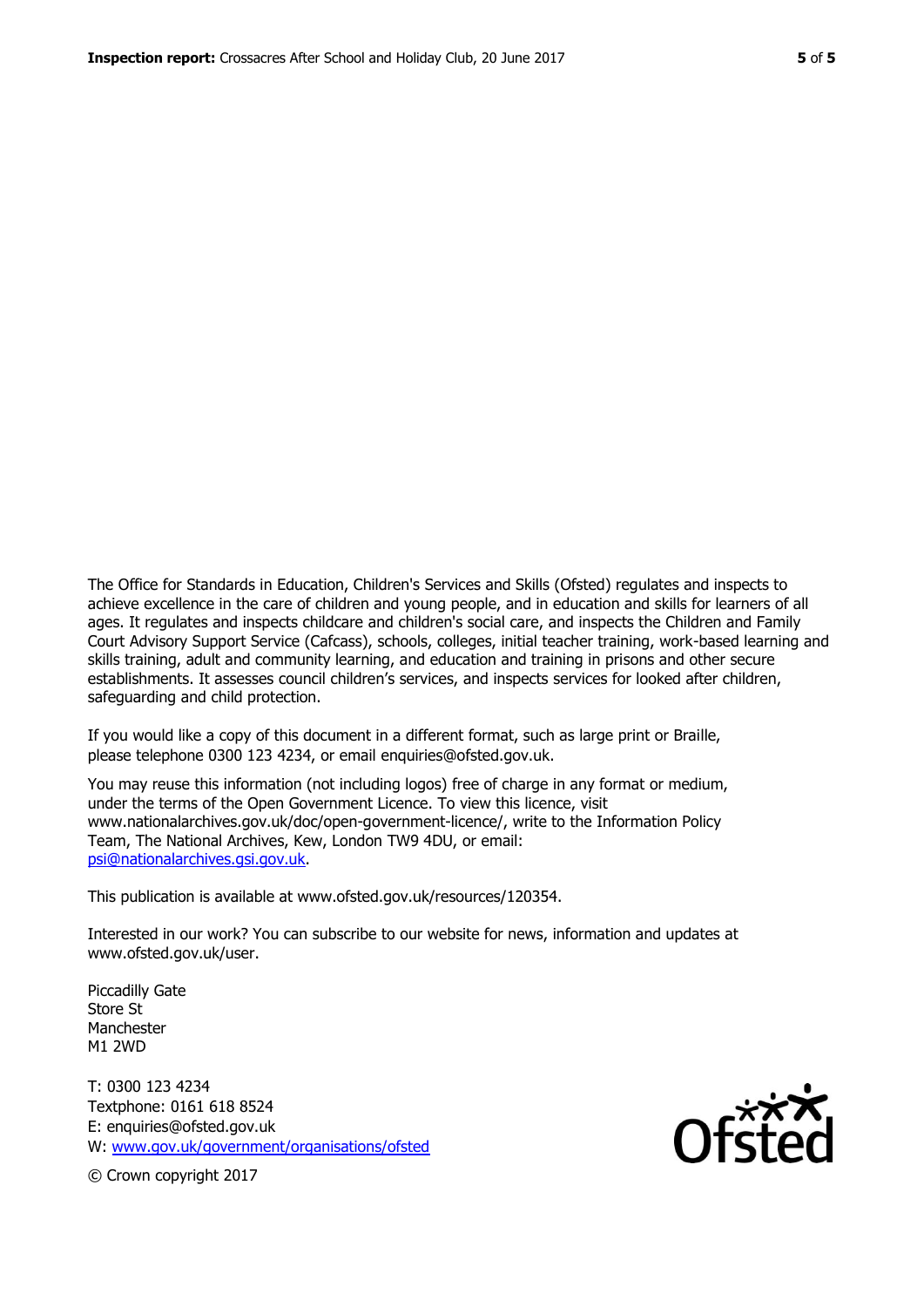The Office for Standards in Education, Children's Services and Skills (Ofsted) regulates and inspects to achieve excellence in the care of children and young people, and in education and skills for learners of all ages. It regulates and inspects childcare and children's social care, and inspects the Children and Family Court Advisory Support Service (Cafcass), schools, colleges, initial teacher training, work-based learning and skills training, adult and community learning, and education and training in prisons and other secure establishments. It assesses council children's services, and inspects services for looked after children, safeguarding and child protection.

If you would like a copy of this document in a different format, such as large print or Braille, please telephone 0300 123 4234, or email enquiries@ofsted.gov.uk.

You may reuse this information (not including logos) free of charge in any format or medium, under the terms of the Open Government Licence. To view this licence, visit www.nationalarchives.gov.uk/doc/open-government-licence/, write to the Information Policy Team, The National Archives, Kew, London TW9 4DU, or email: psi@nationalarchives.gsi.gov.uk.

This publication is available at www.ofsted.gov.uk/resources/120354.

Interested in our work? You can subscribe to our website for news, information and updates at www.ofsted.gov.uk/user.

Piccadilly Gate
Store St
Manchester
M1 2WD

T: 0300 123 4234
Textphone: 0161 618 8524
E: enquiries@ofsted.gov.uk
W: www.gov.uk/government/organisations/ofsted

© Crown copyright 2017